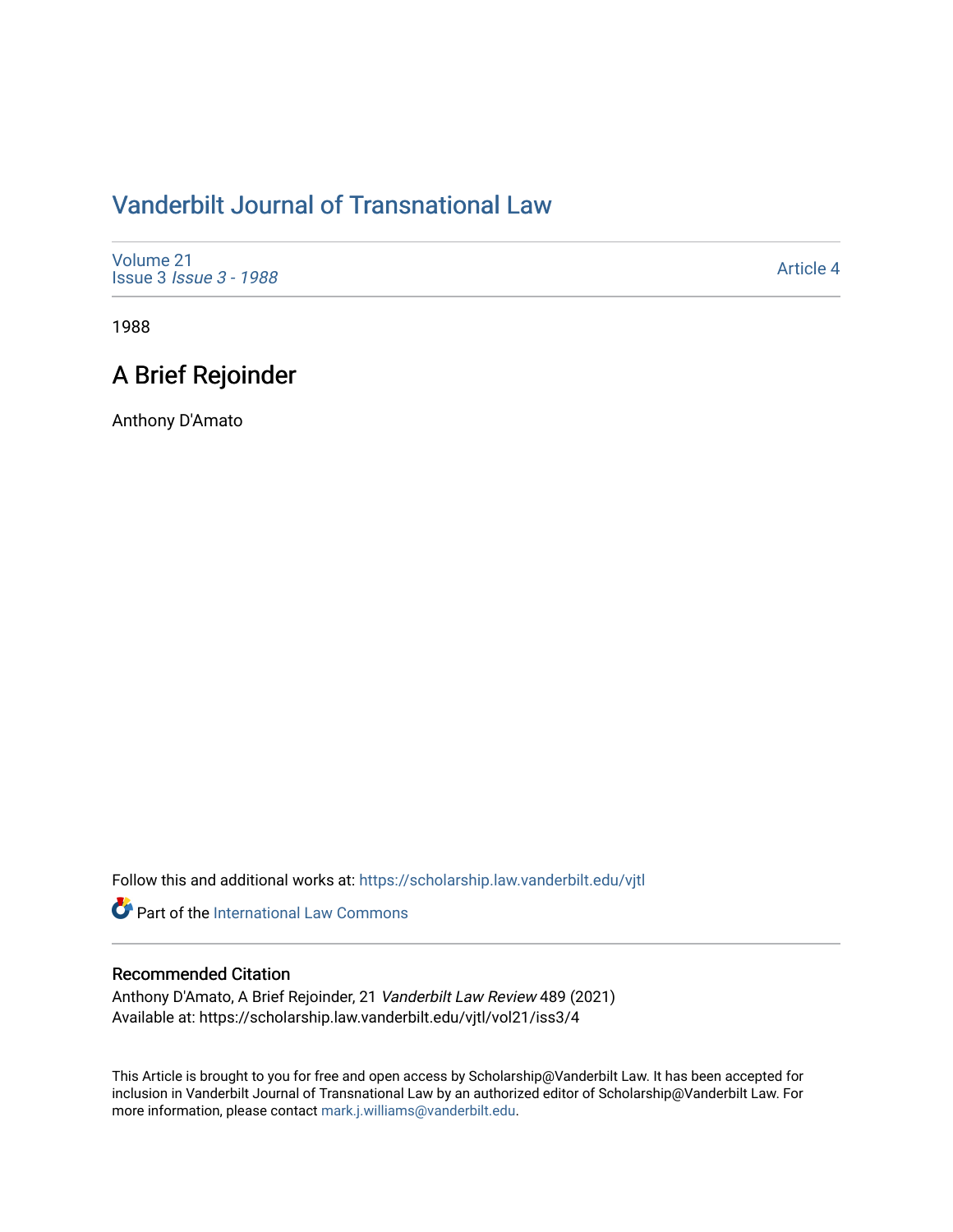# Vanderbilt Journal of Transnational Law

Volume 21
Issue 3 *Issue 3 - 1988*

Article 4

1988

## A Brief Rejoinder

Anthony D'Amato

Follow this and additional works at: https://scholarship.law.vanderbilt.edu/vjtl

Part of the International Law Commons

### Recommended Citation

Anthony D'Amato, A Brief Rejoinder, 21 *Vanderbilt Law Review* 489 (2021)
Available at: https://scholarship.law.vanderbilt.edu/vjtl/vol21/iss3/4

This Article is brought to you for free and open access by Scholarship@Vanderbilt Law. It has been accepted for inclusion in Vanderbilt Journal of Transnational Law by an authorized editor of Scholarship@Vanderbilt Law. For more information, please contact mark.j.williams@vanderbilt.edu.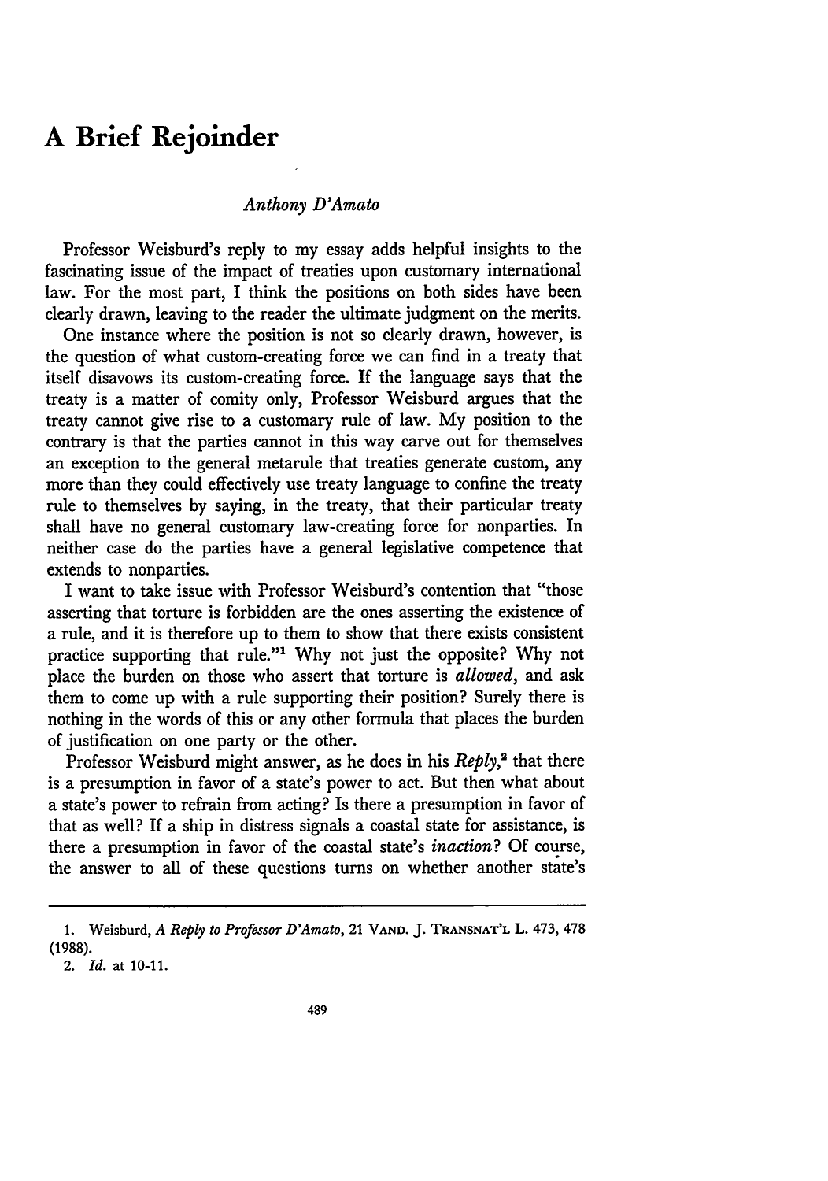# A Brief Rejoinder

*Anthony D'Amato*

Professor Weisburd's reply to my essay adds helpful insights to the fascinating issue of the impact of treaties upon customary international law. For the most part, I think the positions on both sides have been clearly drawn, leaving to the reader the ultimate judgment on the merits.

One instance where the position is not so clearly drawn, however, is the question of what custom-creating force we can find in a treaty that itself disavows its custom-creating force. If the language says that the treaty is a matter of comity only, Professor Weisburd argues that the treaty cannot give rise to a customary rule of law. My position to the contrary is that the parties cannot in this way carve out for themselves an exception to the general metarule that treaties generate custom, any more than they could effectively use treaty language to confine the treaty rule to themselves by saying, in the treaty, that their particular treaty shall have no general customary law-creating force for nonparties. In neither case do the parties have a general legislative competence that extends to nonparties.

I want to take issue with Professor Weisburd's contention that "those asserting that torture is forbidden are the ones asserting the existence of a rule, and it is therefore up to them to show that there exists consistent practice supporting that rule."[1] Why not just the opposite? Why not place the burden on those who assert that torture is *allowed*, and ask them to come up with a rule supporting their position? Surely there is nothing in the words of this or any other formula that places the burden of justification on one party or the other.

Professor Weisburd might answer, as he does in his *Reply*,[2] that there is a presumption in favor of a state's power to act. But then what about a state's power to refrain from acting? Is there a presumption in favor of that as well? If a ship in distress signals a coastal state for assistance, is there a presumption in favor of the coastal state's *inaction*? Of course, the answer to all of these questions turns on whether another state's

---

1. Weisburd, *A Reply to Professor D'Amato*, 21 VAND. J. TRANSNAT'L L. 473, 478 (1988).

2. *Id.* at 10-11.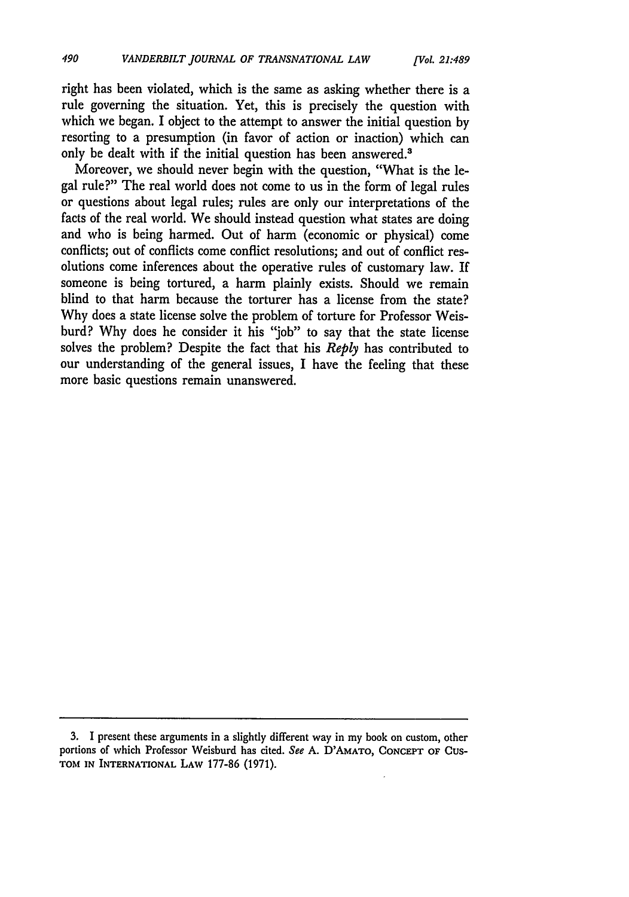right has been violated, which is the same as asking whether there is a rule governing the situation. Yet, this is precisely the question with which we began. I object to the attempt to answer the initial question by resorting to a presumption (in favor of action or inaction) which can only be dealt with if the initial question has been answered.[3]

Moreover, we should never begin with the question, "What is the legal rule?" The real world does not come to us in the form of legal rules or questions about legal rules; rules are only our interpretations of the facts of the real world. We should instead question what states are doing and who is being harmed. Out of harm (economic or physical) come conflicts; out of conflicts come conflict resolutions; and out of conflict resolutions come inferences about the operative rules of customary law. If someone is being tortured, a harm plainly exists. Should we remain blind to that harm because the torturer has a license from the state? Why does a state license solve the problem of torture for Professor Weisburd? Why does he consider it his "job" to say that the state license solves the problem? Despite the fact that his *Reply* has contributed to our understanding of the general issues, I have the feeling that these more basic questions remain unanswered.

---

3. I present these arguments in a slightly different way in my book on custom, other portions of which Professor Weisburd has cited. *See* A. D'AMATO, CONCEPT OF CUSTOM IN INTERNATIONAL LAW 177-86 (1971).